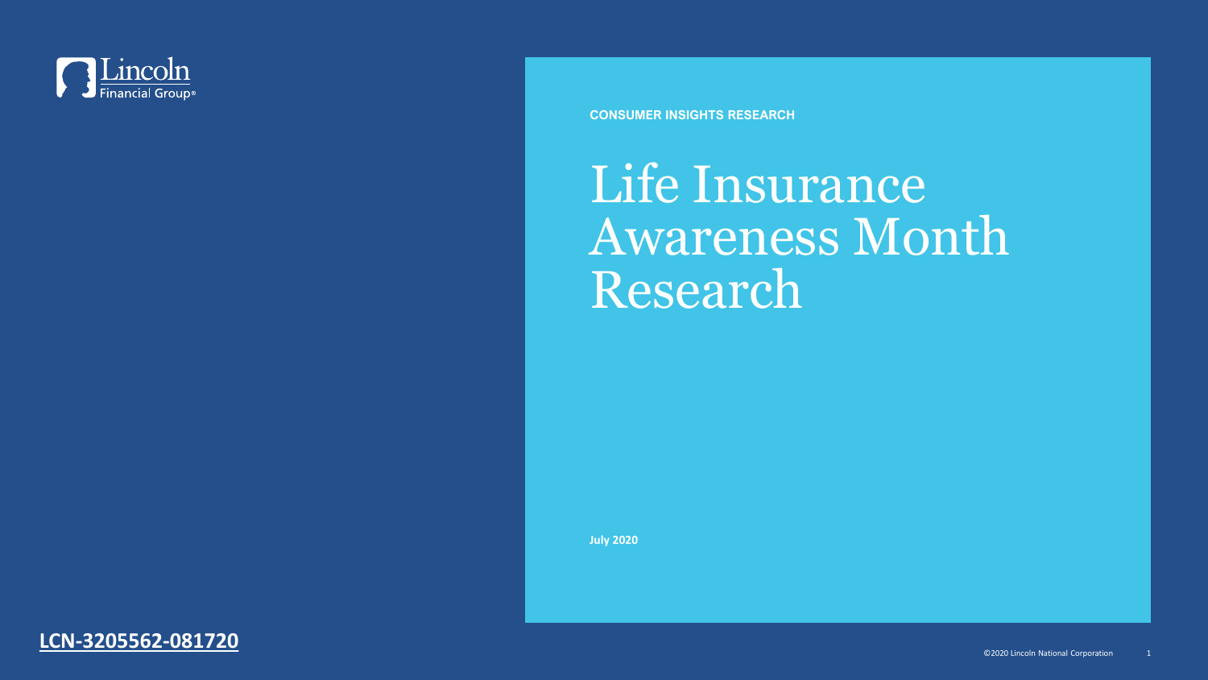Lincoln Financial Group®

CONSUMER INSIGHTS RESEARCH

# Life Insurance Awareness Month Research

**July 2020**

**LCN-3205562-081720**

©2020 Lincoln National Corporation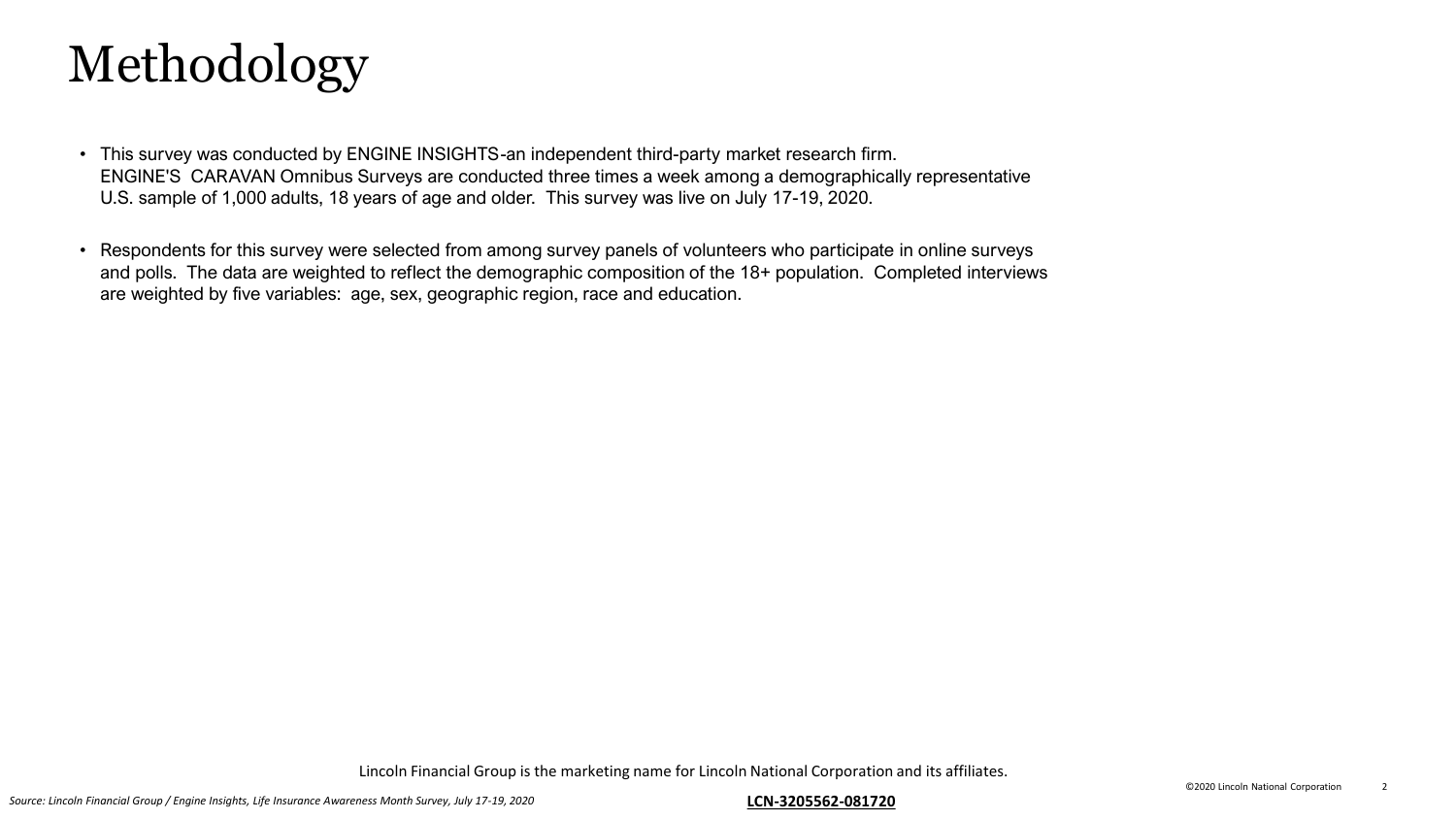# Methodology

- This survey was conducted by ENGINE INSIGHTS-an independent third-party market research firm. ENGINE'S CARAVAN Omnibus Surveys are conducted three times a week among a demographically representative U.S. sample of 1,000 adults, 18 years of age and older. This survey was live on July 17-19, 2020.

- Respondents for this survey were selected from among survey panels of volunteers who participate in online surveys and polls. The data are weighted to reflect the demographic composition of the 18+ population. Completed interviews are weighted by five variables: age, sex, geographic region, race and education.

Lincoln Financial Group is the marketing name for Lincoln National Corporation and its affiliates.

*Source: Lincoln Financial Group / Engine Insights, Life Insurance Awareness Month Survey, July 17-19, 2020*

**LCN-3205562-081720**

©2020 Lincoln National Corporation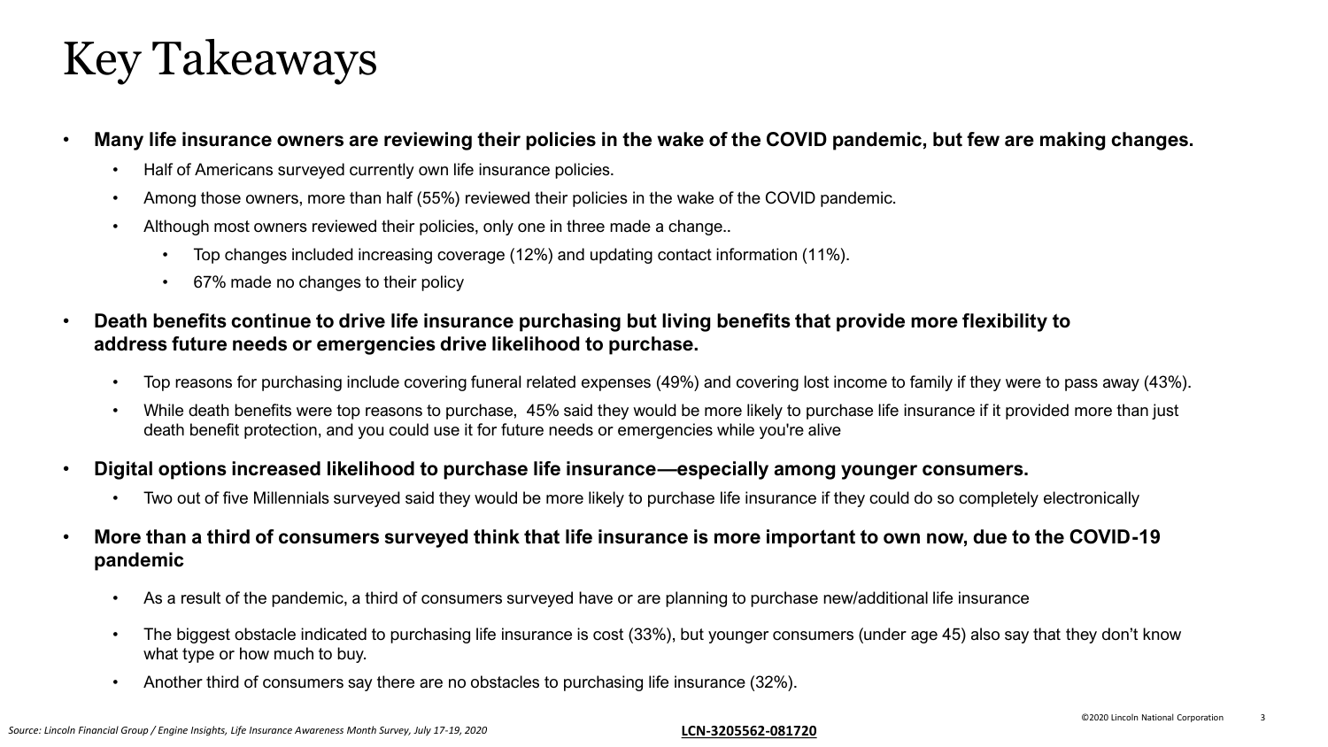# Key Takeaways

- **Many life insurance owners are reviewing their policies in the wake of the COVID pandemic, but few are making changes.**
  - Half of Americans surveyed currently own life insurance policies.
  - Among those owners, more than half (55%) reviewed their policies in the wake of the COVID pandemic.
  - Although most owners reviewed their policies, only one in three made a change..
    - Top changes included increasing coverage (12%) and updating contact information (11%).
    - 67% made no changes to their policy
- **Death benefits continue to drive life insurance purchasing but living benefits that provide more flexibility to address future needs or emergencies drive likelihood to purchase.**
  - Top reasons for purchasing include covering funeral related expenses (49%) and covering lost income to family if they were to pass away (43%).
  - While death benefits were top reasons to purchase, 45% said they would be more likely to purchase life insurance if it provided more than just death benefit protection, and you could use it for future needs or emergencies while you're alive
- **Digital options increased likelihood to purchase life insurance—especially among younger consumers.**
  - Two out of five Millennials surveyed said they would be more likely to purchase life insurance if they could do so completely electronically
- **More than a third of consumers surveyed think that life insurance is more important to own now, due to the COVID-19 pandemic**
  - As a result of the pandemic, a third of consumers surveyed have or are planning to purchase new/additional life insurance
  - The biggest obstacle indicated to purchasing life insurance is cost (33%), but younger consumers (under age 45) also say that they don't know what type or how much to buy.
  - Another third of consumers say there are no obstacles to purchasing life insurance (32%).

*Source: Lincoln Financial Group / Engine Insights, Life Insurance Awareness Month Survey, July 17-19, 2020*

LCN-3205562-081720

©2020 Lincoln National Corporation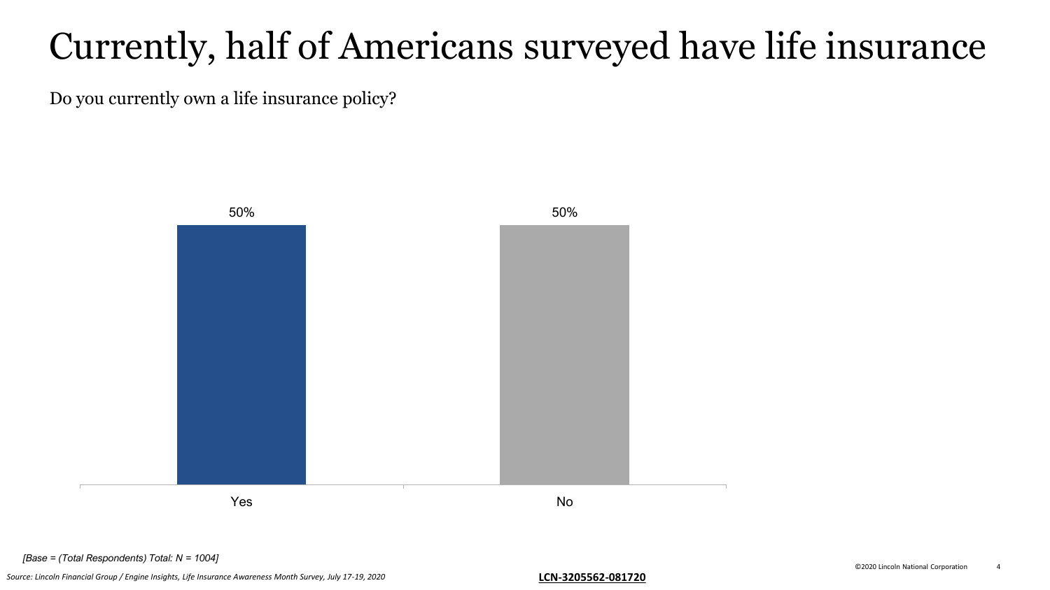# Currently, half of Americans surveyed have life insurance

Do you currently own a life insurance policy?

| Response | Percentage |
| --- | --- |
| Yes | 50% |
| No | 50% |

*[Base = (Total Respondents) Total: N = 1004]*

*Source: Lincoln Financial Group / Engine Insights, Life Insurance Awareness Month Survey, July 17-19, 2020*

**LCN-3205562-081720**

©2020 Lincoln National Corporation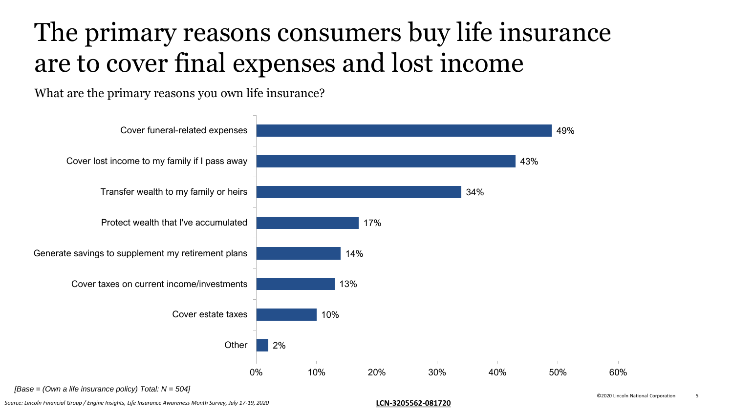# The primary reasons consumers buy life insurance are to cover final expenses and lost income

What are the primary reasons you own life insurance?

| Reason | Percentage |
| --- | --- |
| Cover funeral-related expenses | 49% |
| Cover lost income to my family if I pass away | 43% |
| Transfer wealth to my family or heirs | 34% |
| Protect wealth that I've accumulated | 17% |
| Generate savings to supplement my retirement plans | 14% |
| Cover taxes on current income/investments | 13% |
| Cover estate taxes | 10% |
| Other | 2% |

*[Base = (Own a life insurance policy) Total: N = 504]*

*Source: Lincoln Financial Group / Engine Insights, Life Insurance Awareness Month Survey, July 17-19, 2020*

**LCN-3205562-081720**

©2020 Lincoln National Corporation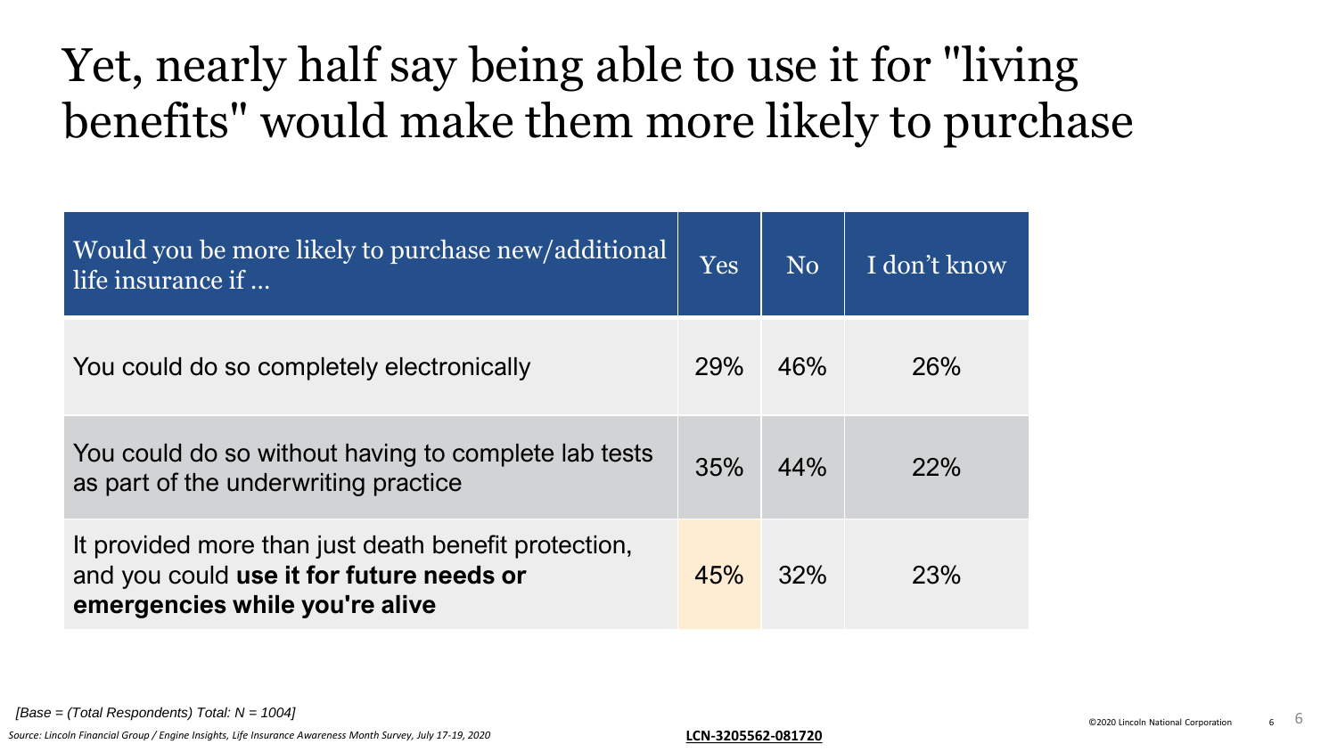# Yet, nearly half say being able to use it for "living benefits" would make them more likely to purchase

| Would you be more likely to purchase new/additional life insurance if … | Yes | No | I don't know |
|---|---|---|---|
| You could do so completely electronically | 29% | 46% | 26% |
| You could do so without having to complete lab tests as part of the underwriting practice | 35% | 44% | 22% |
| It provided more than just death benefit protection, and you could **use it for future needs or emergencies while you're alive** | 45% | 32% | 23% |

*[Base = (Total Respondents) Total: N = 1004]*

*Source: Lincoln Financial Group / Engine Insights, Life Insurance Awareness Month Survey, July 17-19, 2020*

**LCN-3205562-081720**

©2020 Lincoln National Corporation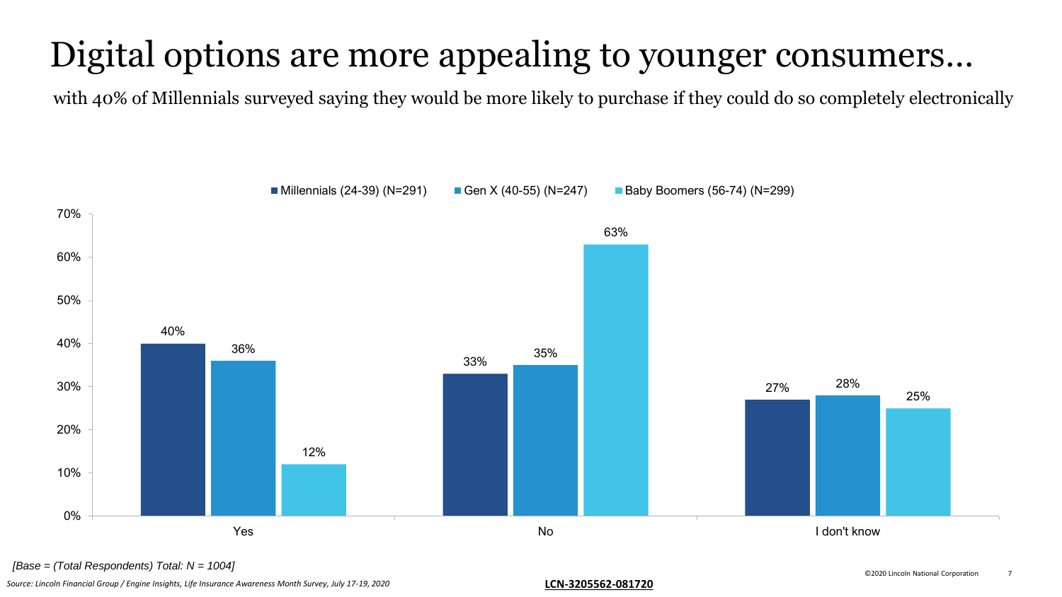# Digital options are more appealing to younger consumers…

with 40% of Millennials surveyed saying they would be more likely to purchase if they could do so completely electronically

| | Millennials (24-39) (N=291) | Gen X (40-55) (N=247) | Baby Boomers (56-74) (N=299) |
|---|---|---|---|
| Yes | 40% | 36% | 12% |
| No | 33% | 35% | 63% |
| I don't know | 27% | 28% | 25% |

*[Base = (Total Respondents) Total: N = 1004]*

*Source: Lincoln Financial Group / Engine Insights, Life Insurance Awareness Month Survey, July 17-19, 2020*

**LCN-3205562-081720**

©2020 Lincoln National Corporation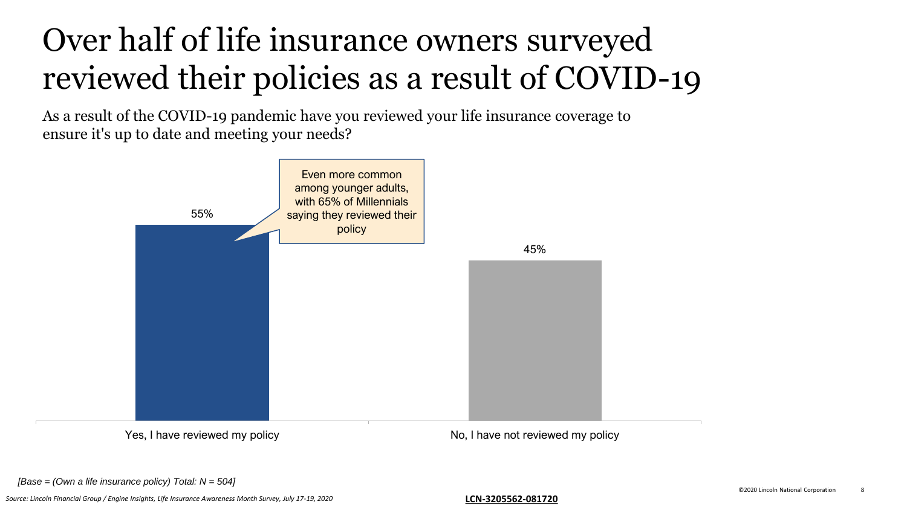# Over half of life insurance owners surveyed reviewed their policies as a result of COVID-19

As a result of the COVID-19 pandemic have you reviewed your life insurance coverage to ensure it's up to date and meeting your needs?

| Response | Percentage |
| --- | --- |
| Yes, I have reviewed my policy | 55% |
| No, I have not reviewed my policy | 45% |

Even more common among younger adults, with 65% of Millennials saying they reviewed their policy

*[Base = (Own a life insurance policy) Total: N = 504]*

*Source: Lincoln Financial Group / Engine Insights, Life Insurance Awareness Month Survey, July 17-19, 2020*

**LCN-3205562-081720**

©2020 Lincoln National Corporation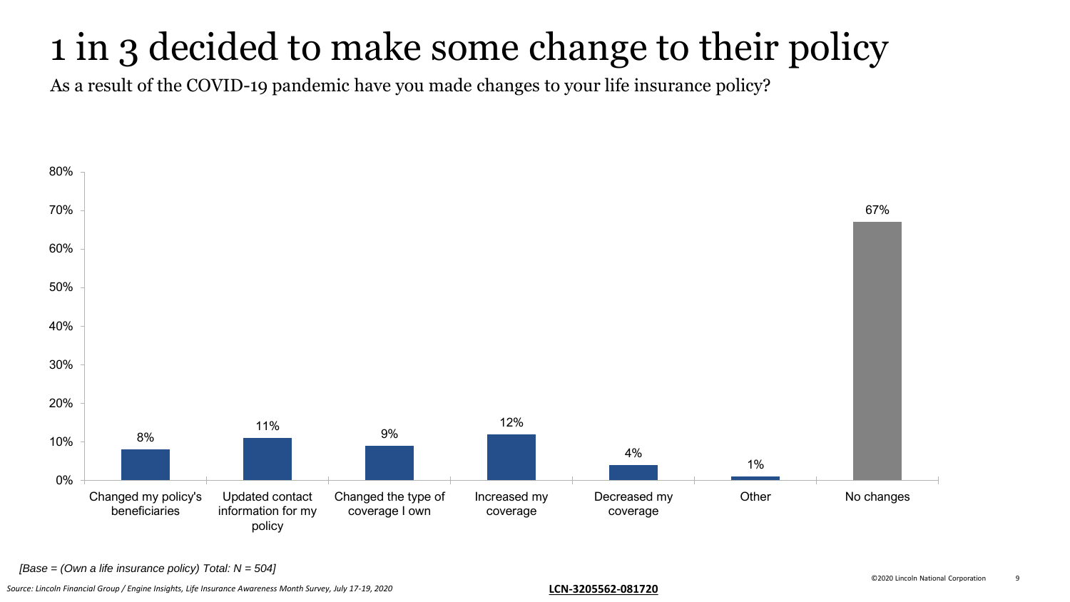# 1 in 3 decided to make some change to their policy

As a result of the COVID-19 pandemic have you made changes to your life insurance policy?

| Response | % |
|---|---|
| Changed my policy's beneficiaries | 8% |
| Updated contact information for my policy | 11% |
| Changed the type of coverage I own | 9% |
| Increased my coverage | 12% |
| Decreased my coverage | 4% |
| Other | 1% |
| No changes | 67% |

*[Base = (Own a life insurance policy) Total: N = 504]*

*Source: Lincoln Financial Group / Engine Insights, Life Insurance Awareness Month Survey, July 17-19, 2020*

**LCN-3205562-081720**

©2020 Lincoln National Corporation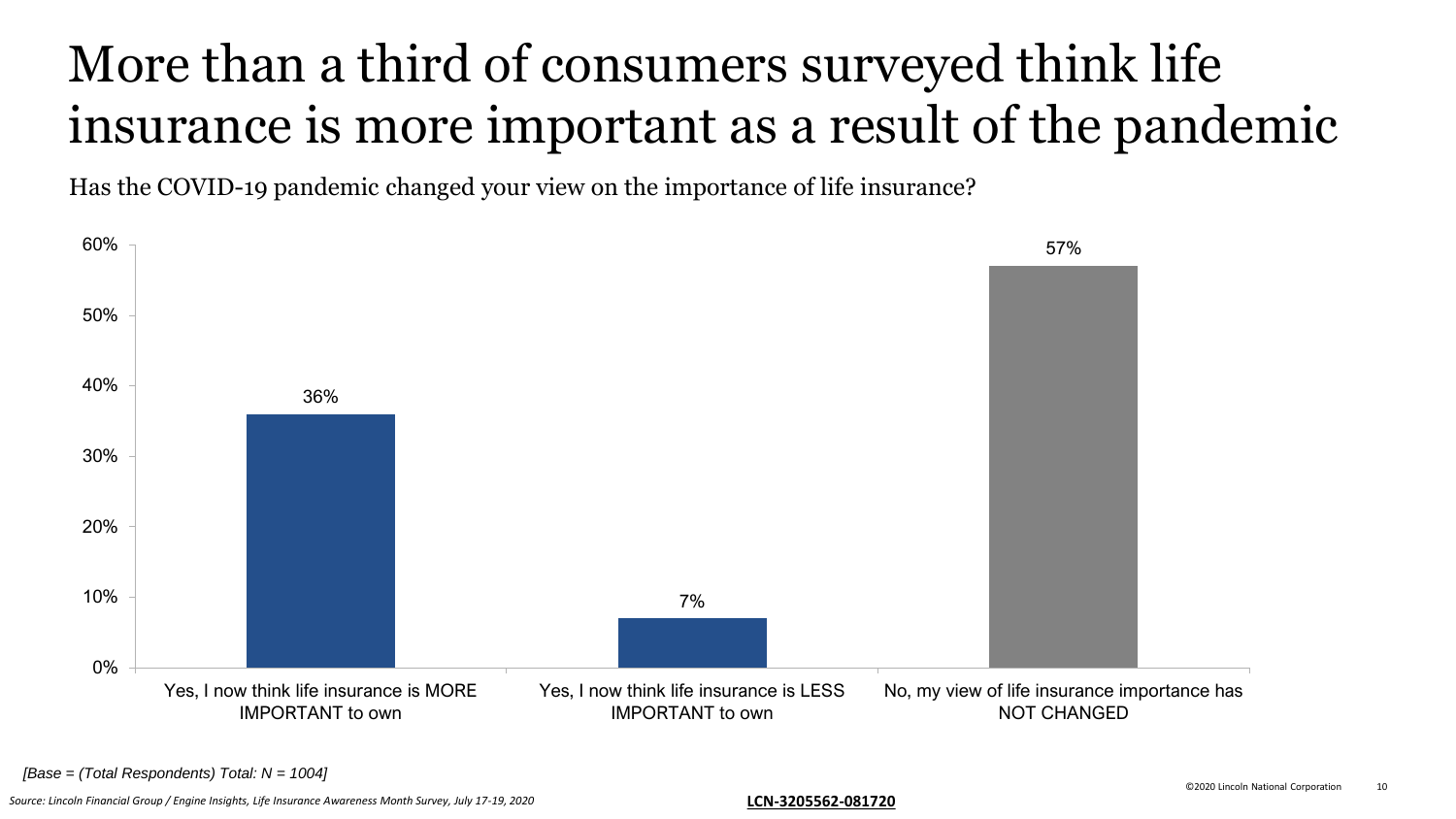# More than a third of consumers surveyed think life insurance is more important as a result of the pandemic

Has the COVID-19 pandemic changed your view on the importance of life insurance?

| Response | Percentage |
|---|---|
| Yes, I now think life insurance is MORE IMPORTANT to own | 36% |
| Yes, I now think life insurance is LESS IMPORTANT to own | 7% |
| No, my view of life insurance importance has NOT CHANGED | 57% |

*[Base = (Total Respondents) Total: N = 1004]*

*Source: Lincoln Financial Group / Engine Insights, Life Insurance Awareness Month Survey, July 17-19, 2020*

**LCN-3205562-081720**

©2020 Lincoln National Corporation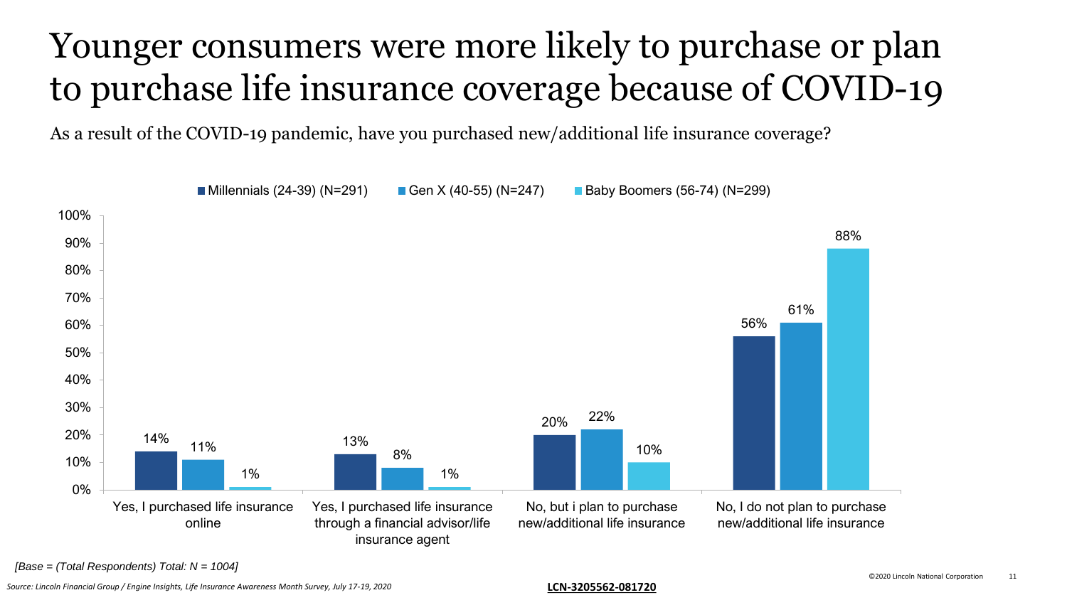# Younger consumers were more likely to purchase or plan to purchase life insurance coverage because of COVID-19

As a result of the COVID-19 pandemic, have you purchased new/additional life insurance coverage?

| | Millennials (24-39) (N=291) | Gen X (40-55) (N=247) | Baby Boomers (56-74) (N=299) |
|---|---|---|---|
| Yes, I purchased life insurance online | 14% | 11% | 1% |
| Yes, I purchased life insurance through a financial advisor/life insurance agent | 13% | 8% | 1% |
| No, but i plan to purchase new/additional life insurance | 20% | 22% | 10% |
| No, I do not plan to purchase new/additional life insurance | 56% | 61% | 88% |

*[Base = (Total Respondents) Total: N = 1004]*

*Source: Lincoln Financial Group / Engine Insights, Life Insurance Awareness Month Survey, July 17-19, 2020*

**LCN-3205562-081720**

©2020 Lincoln National Corporation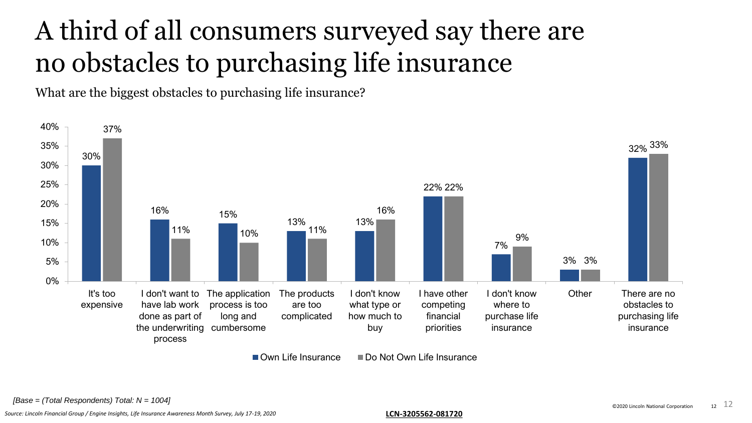# A third of all consumers surveyed say there are no obstacles to purchasing life insurance

What are the biggest obstacles to purchasing life insurance?

40%
35%
30%
25%
20%
15%
10%
5%
0%

It's too expensive: 30% 37%

I don't want to have lab work done as part of the underwriting process: 16% 11%

The application process is too long and cumbersome: 15% 10%

The products are too complicated: 13% 11%

I don't know what type or how much to buy: 13% 16%

I have other competing financial priorities: 22% 22%

I don't know where to purchase life insurance: 7% 9%

Other: 3% 3%

There are no obstacles to purchasing life insurance: 32% 33%

■ Own Life Insurance ■ Do Not Own Life Insurance

*[Base = (Total Respondents) Total: N = 1004]*

*Source: Lincoln Financial Group / Engine Insights, Life Insurance Awareness Month Survey, July 17-19, 2020*

**LCN-3205562-081720**

©2020 Lincoln National Corporation